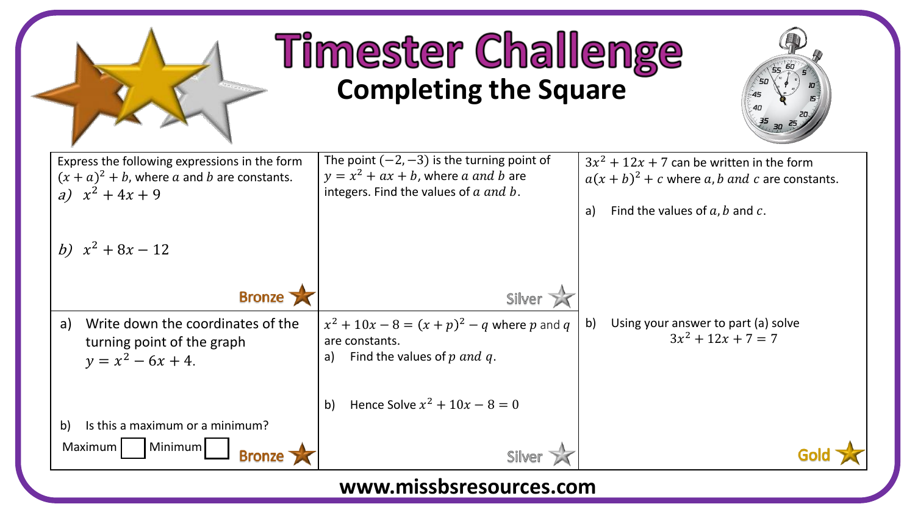# Timester Challenge

## Completing the Square

| | | |
|---|---|---|
| Express the following expressions in the form $(x+a)^2+b$, where $a$ and $b$ are constants.<br>$a)\ \ x^2+4x+9$<br><br>$b)\ \ x^2+8x-12$<br><br>**Bronze** | The point $(-2,-3)$ is the turning point of $y=x^2+ax+b$, where $a$ and $b$ are integers. Find the values of $a$ and $b$.<br><br>**Silver** | $3x^2+12x+7$ can be written in the form $a(x+b)^2+c$ where $a, b$ and $c$ are constants.<br><br>a) Find the values of $a, b$ and $c$. |
| a) Write down the coordinates of the turning point of the graph $y=x^2-6x+4$.<br><br>b) Is this a maximum or a minimum?<br>Maximum ☐ Minimum ☐<br><br>**Bronze** | $x^2+10x-8=(x+p)^2-q$ where $p$ and $q$ are constants.<br>a) Find the values of $p$ and $q$.<br><br>b) Hence Solve $x^2+10x-8=0$<br><br>**Silver** | b) Using your answer to part (a) solve<br>$3x^2+12x+7=7$<br><br>**Gold** |

www.missbsresources.com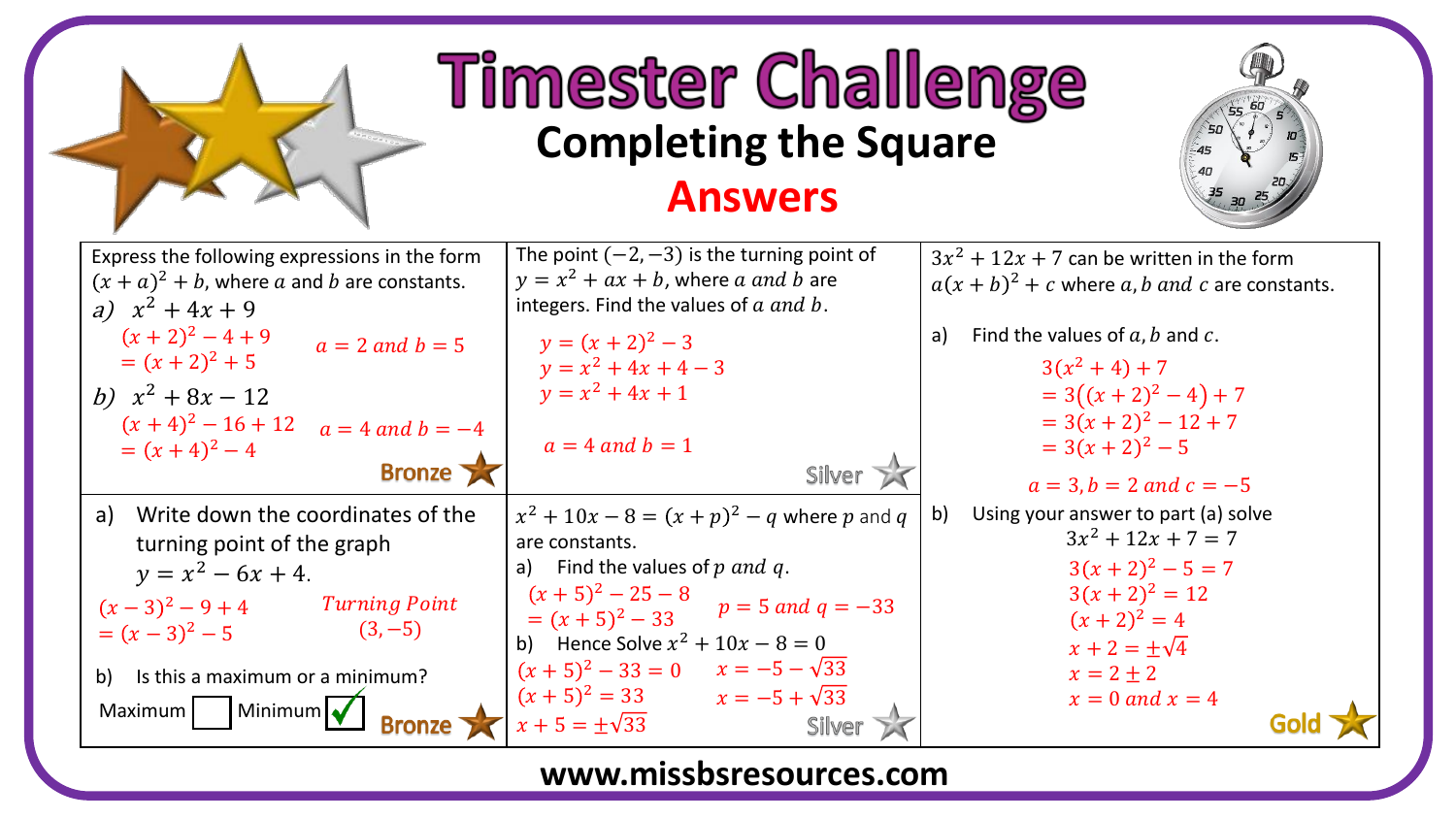# Timester Challenge

## Completing the Square

### Answers

**Bronze**

Express the following expressions in the form $(x+a)^2 + b$, where $a$ and $b$ are constants.

*a)* $x^2 + 4x + 9$

$(x+2)^2 - 4 + 9$

$= (x+2)^2 + 5$

$a = 2$ and $b = 5$

*b)* $x^2 + 8x - 12$

$(x+4)^2 - 16 + 12$

$= (x+4)^2 - 4$

$a = 4$ and $b = -4$

**Silver**

The point $(-2, -3)$ is the turning point of $y = x^2 + ax + b$, where $a$ and $b$ are integers. Find the values of $a$ and $b$.

$y = (x+2)^2 - 3$

$y = x^2 + 4x + 4 - 3$

$y = x^2 + 4x + 1$

$a = 4$ and $b = 1$

**Gold**

$3x^2 + 12x + 7$ can be written in the form $a(x+b)^2 + c$ where $a, b$ and $c$ are constants.

a) Find the values of $a, b$ and $c$.

$3(x^2 + 4) + 7$

$= 3\left((x+2)^2 - 4\right) + 7$

$= 3(x+2)^2 - 12 + 7$

$= 3(x+2)^2 - 5$

$a = 3, b = 2$ and $c = -5$

b) Using your answer to part (a) solve

$3x^2 + 12x + 7 = 7$

$3(x+2)^2 - 5 = 7$

$3(x+2)^2 = 12$

$(x+2)^2 = 4$

$x + 2 = \pm\sqrt{4}$

$x = 2 \pm 2$

$x = 0$ and $x = 4$

**Bronze**

a) Write down the coordinates of the turning point of the graph $y = x^2 - 6x + 4$.

$(x-3)^2 - 9 + 4$

$= (x-3)^2 - 5$

*Turning Point* $(3, -5)$

b) Is this a maximum or a minimum?

Maximum ☐ Minimum ☑

**Silver**

$x^2 + 10x - 8 = (x+p)^2 - q$ where $p$ and $q$ are constants.

a) Find the values of $p$ and $q$.

$(x+5)^2 - 25 - 8$

$= (x+5)^2 - 33$

$p = 5$ and $q = -33$

b) Hence Solve $x^2 + 10x - 8 = 0$

$(x+5)^2 - 33 = 0$

$(x+5)^2 = 33$

$x + 5 = \pm\sqrt{33}$

$x = -5 - \sqrt{33}$

$x = -5 + \sqrt{33}$

www.missbsresources.com